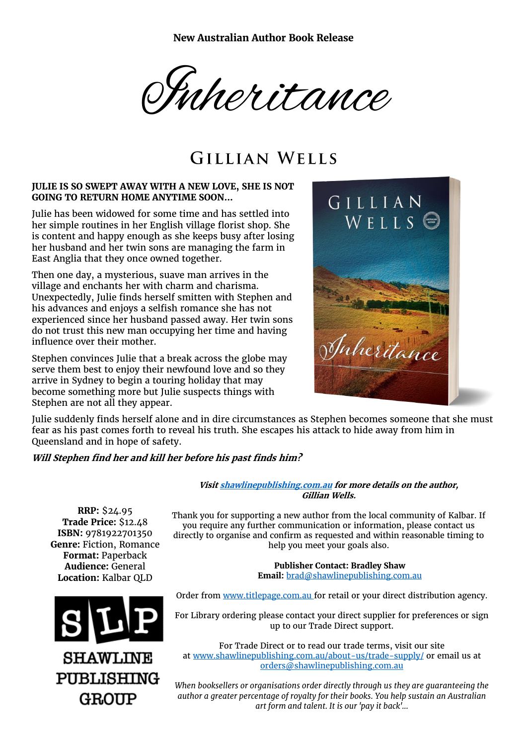**New Australian Author Book Release**

# Inheritance

## Gillian Wells

**JULIE IS SO SWEPT AWAY WITH A NEW LOVE, SHE IS NOT GOING TO RETURN HOME ANYTIME SOON...**

Julie has been widowed for some time and has settled into her simple routines in her English village florist shop. She is content and happy enough as she keeps busy after losing her husband and her twin sons are managing the farm in East Anglia that they once owned together.

Then one day, a mysterious, suave man arrives in the village and enchants her with charm and charisma. Unexpectedly, Julie finds herself smitten with Stephen and his advances and enjoys a selfish romance she has not experienced since her husband passed away. Her twin sons do not trust this new man occupying her time and having influence over their mother.

Stephen convinces Julie that a break across the globe may serve them best to enjoy their newfound love and so they arrive in Sydney to begin a touring holiday that may become something more but Julie suspects things with Stephen are not all they appear.

Julie suddenly finds herself alone and in dire circumstances as Stephen becomes someone that she must fear as his past comes forth to reveal his truth. She escapes his attack to hide away from him in Queensland and in hope of safety.

***Will Stephen find her and kill her before his past finds him?***

***Visit [shawlinepublishing.com.au](shawlinepublishing.com.au) for more details on the author, Gillian Wells.***

**RRP:** $24.95
**Trade Price:** $12.48
**ISBN:** 9781922701350
**Genre:** Fiction, Romance
**Format:** Paperback
**Audience:** General
**Location:** Kalbar QLD

SLP SHAWLINE PUBLISHING GROUP

Thank you for supporting a new author from the local community of Kalbar. If you require any further communication or information, please contact us directly to organise and confirm as requested and within reasonable timing to help you meet your goals also.

**Publisher Contact: Bradley Shaw**
**Email:** brad@shawlinepublishing.com.au

Order from www.titlepage.com.au for retail or your direct distribution agency.

For Library ordering please contact your direct supplier for preferences or sign up to our Trade Direct support.

For Trade Direct or to read our trade terms, visit our site at www.shawlinepublishing.com.au/about-us/trade-supply/ or email us at orders@shawlinepublishing.com.au

*When booksellers or organisations order directly through us they are guaranteeing the author a greater percentage of royalty for their books. You help sustain an Australian art form and talent. It is our 'pay it back'...*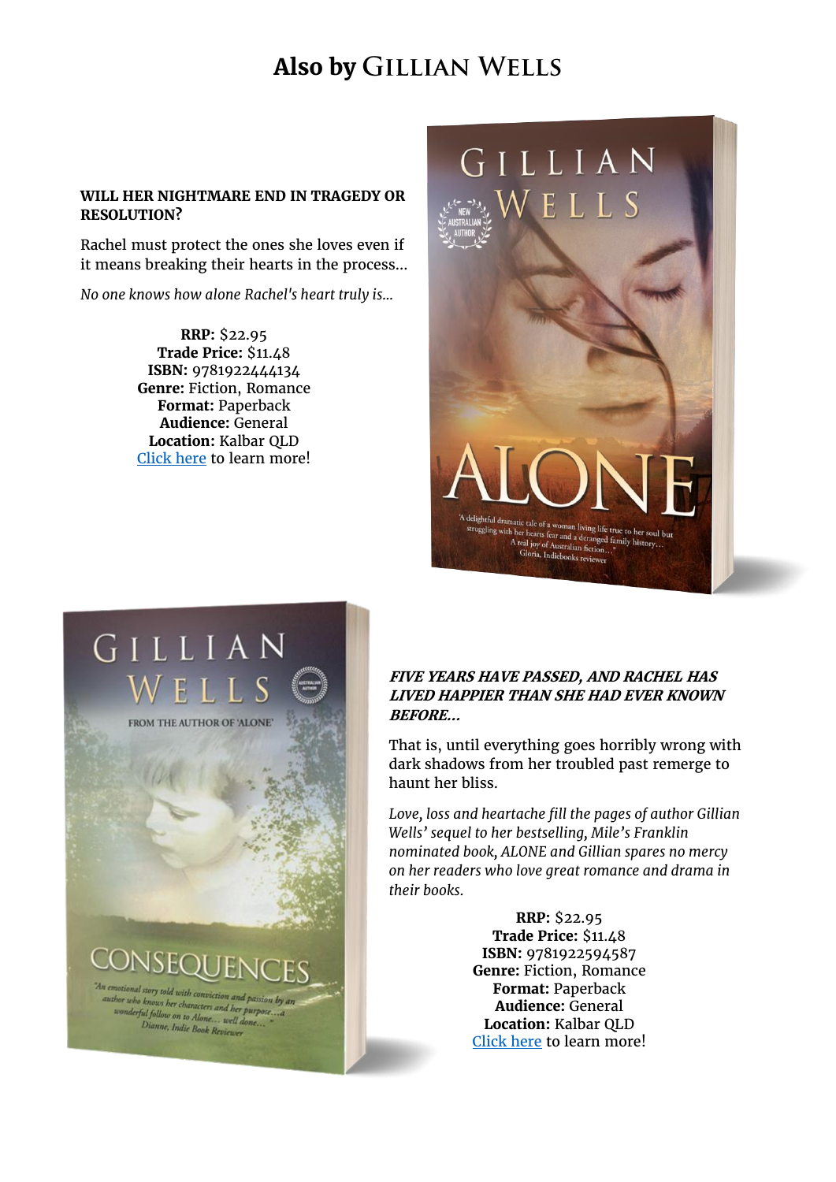# Also by Gillian Wells

**WILL HER NIGHTMARE END IN TRAGEDY OR RESOLUTION?**

Rachel must protect the ones she loves even if it means breaking their hearts in the process...

*No one knows how alone Rachel's heart truly is...*

**RRP:** $22.95
**Trade Price:** $11.48
**ISBN:** 9781922444134
**Genre:** Fiction, Romance
**Format:** Paperback
**Audience:** General
**Location:** Kalbar QLD
Click here to learn more!

***FIVE YEARS HAVE PASSED, AND RACHEL HAS LIVED HAPPIER THAN SHE HAD EVER KNOWN BEFORE...***

That is, until everything goes horribly wrong with dark shadows from her troubled past remerge to haunt her bliss.

*Love, loss and heartache fill the pages of author Gillian Wells' sequel to her bestselling, Mile's Franklin nominated book, ALONE and Gillian spares no mercy on her readers who love great romance and drama in their books.*

**RRP:** $22.95
**Trade Price:** $11.48
**ISBN:** 9781922594587
**Genre:** Fiction, Romance
**Format:** Paperback
**Audience:** General
**Location:** Kalbar QLD
Click here to learn more!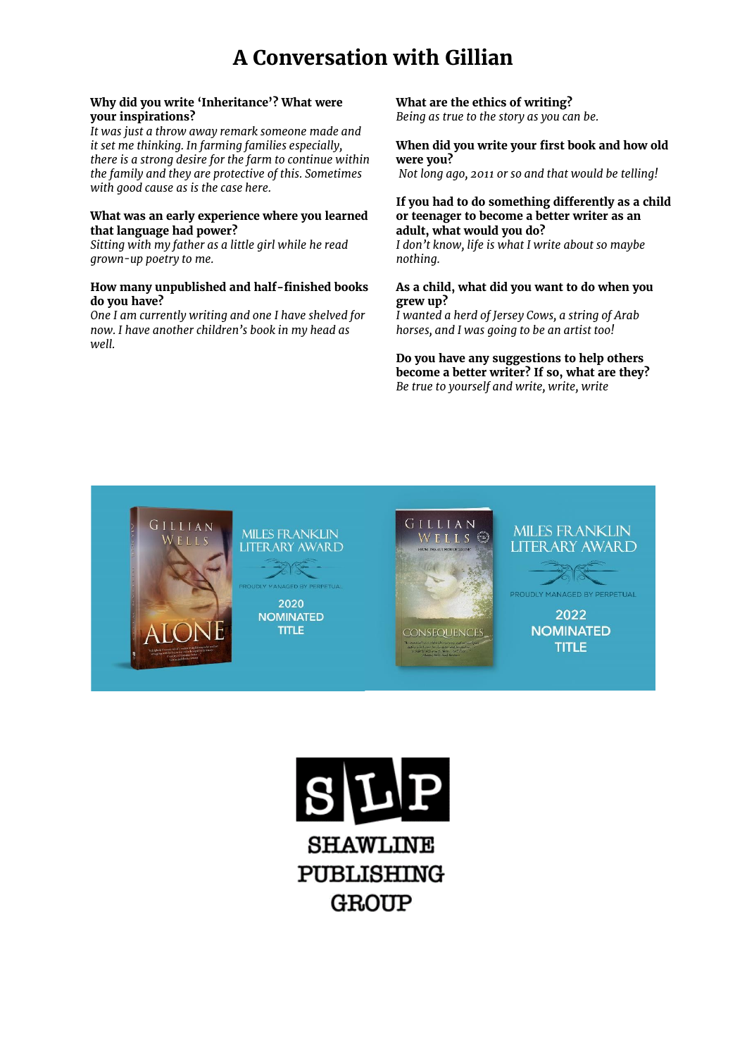# A Conversation with Gillian

**Why did you write 'Inheritance'? What were your inspirations?**
*It was just a throw away remark someone made and it set me thinking. In farming families especially, there is a strong desire for the farm to continue within the family and they are protective of this. Sometimes with good cause as is the case here.*

**What was an early experience where you learned that language had power?**
*Sitting with my father as a little girl while he read grown-up poetry to me.*

**How many unpublished and half-finished books do you have?**
*One I am currently writing and one I have shelved for now. I have another children's book in my head as well.*

**What are the ethics of writing?**
*Being as true to the story as you can be.*

**When did you write your first book and how old were you?**
*Not long ago, 2011 or so and that would be telling!*

**If you had to do something differently as a child or teenager to become a better writer as an adult, what would you do?**
*I don't know, life is what I write about so maybe nothing.*

**As a child, what did you want to do when you grew up?**
*I wanted a herd of Jersey Cows, a string of Arab horses, and I was going to be an artist too!*

**Do you have any suggestions to help others become a better writer? If so, what are they?**
*Be true to yourself and write, write, write*

GILLIAN WELLS — ALONE

MILES FRANKLIN LITERARY AWARD
PROUDLY MANAGED BY PERPETUAL
2020 NOMINATED TITLE

GILLIAN WELLS — CONSEQUENCES

MILES FRANKLIN LITERARY AWARD
PROUDLY MANAGED BY PERPETUAL
2022 NOMINATED TITLE

SLP
SHAWLINE PUBLISHING GROUP